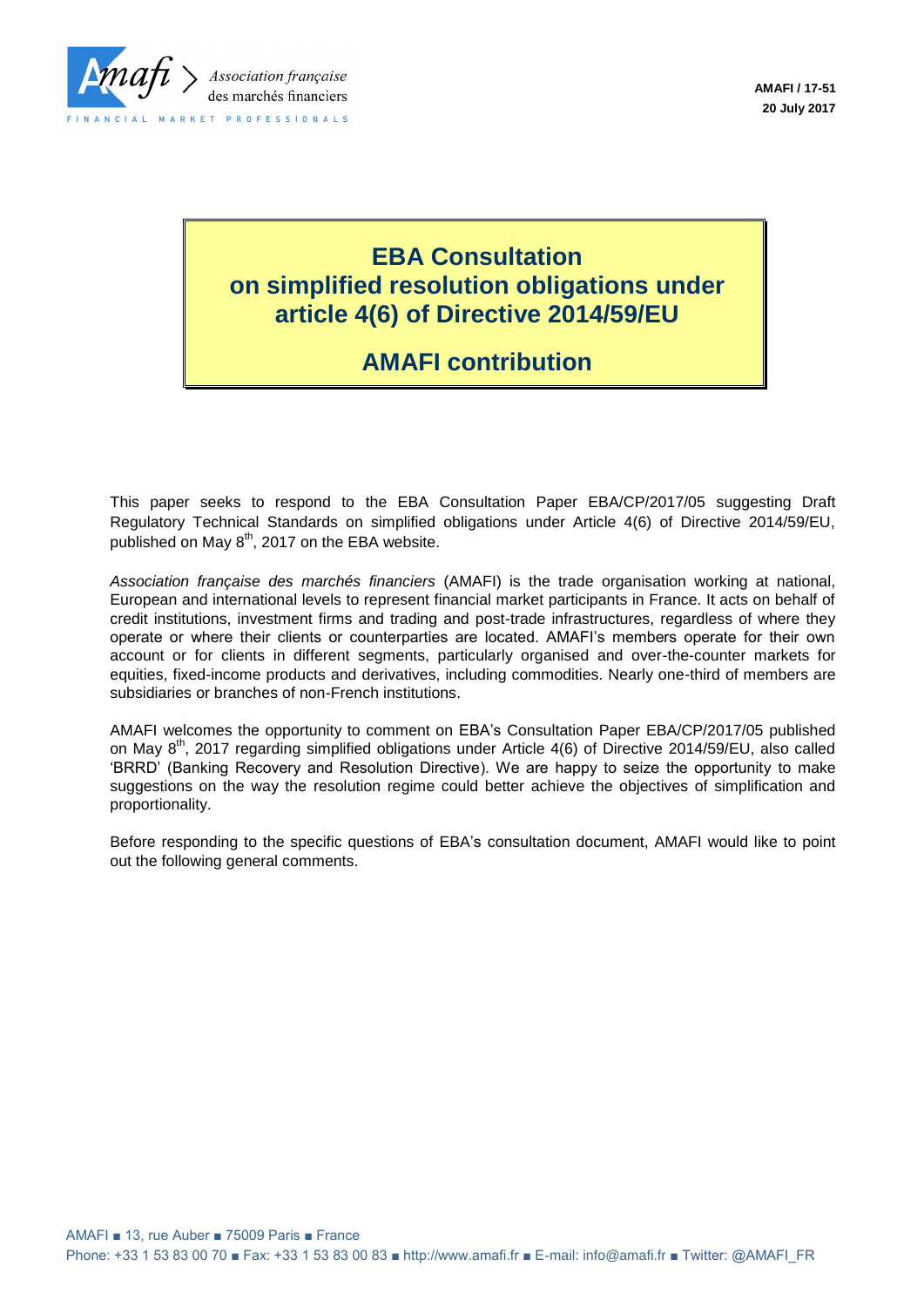Association française des marchés financiers

FINANCIAL MARKET PROFESSIONALS

**AMAFI / 17-51**
**20 July 2017**

# EBA Consultation on simplified resolution obligations under article 4(6) of Directive 2014/59/EU

## AMAFI contribution

This paper seeks to respond to the EBA Consultation Paper EBA/CP/2017/05 suggesting Draft Regulatory Technical Standards on simplified obligations under Article 4(6) of Directive 2014/59/EU, published on May 8th, 2017 on the EBA website.

*Association française des marchés financiers* (AMAFI) is the trade organisation working at national, European and international levels to represent financial market participants in France. It acts on behalf of credit institutions, investment firms and trading and post-trade infrastructures, regardless of where they operate or where their clients or counterparties are located. AMAFI's members operate for their own account or for clients in different segments, particularly organised and over-the-counter markets for equities, fixed-income products and derivatives, including commodities. Nearly one-third of members are subsidiaries or branches of non-French institutions.

AMAFI welcomes the opportunity to comment on EBA's Consultation Paper EBA/CP/2017/05 published on May 8th, 2017 regarding simplified obligations under Article 4(6) of Directive 2014/59/EU, also called 'BRRD' (Banking Recovery and Resolution Directive). We are happy to seize the opportunity to make suggestions on the way the resolution regime could better achieve the objectives of simplification and proportionality.

Before responding to the specific questions of EBA's consultation document, AMAFI would like to point out the following general comments.

AMAFI ■ 13, rue Auber ■ 75009 Paris ■ France
Phone: +33 1 53 83 00 70 ■ Fax: +33 1 53 83 00 83 ■ http://www.amafi.fr ■ E-mail: info@amafi.fr ■ Twitter: @AMAFI_FR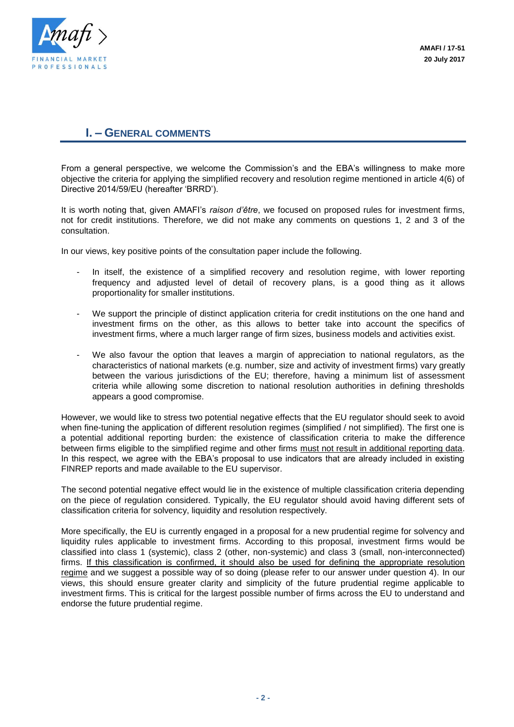## I. – General comments

From a general perspective, we welcome the Commission's and the EBA's willingness to make more objective the criteria for applying the simplified recovery and resolution regime mentioned in article 4(6) of Directive 2014/59/EU (hereafter 'BRRD').

It is worth noting that, given AMAFI's *raison d'être*, we focused on proposed rules for investment firms, not for credit institutions. Therefore, we did not make any comments on questions 1, 2 and 3 of the consultation.

In our views, key positive points of the consultation paper include the following.

- In itself, the existence of a simplified recovery and resolution regime, with lower reporting frequency and adjusted level of detail of recovery plans, is a good thing as it allows proportionality for smaller institutions.
- We support the principle of distinct application criteria for credit institutions on the one hand and investment firms on the other, as this allows to better take into account the specifics of investment firms, where a much larger range of firm sizes, business models and activities exist.
- We also favour the option that leaves a margin of appreciation to national regulators, as the characteristics of national markets (e.g. number, size and activity of investment firms) vary greatly between the various jurisdictions of the EU; therefore, having a minimum list of assessment criteria while allowing some discretion to national resolution authorities in defining thresholds appears a good compromise.

However, we would like to stress two potential negative effects that the EU regulator should seek to avoid when fine-tuning the application of different resolution regimes (simplified / not simplified). The first one is a potential additional reporting burden: the existence of classification criteria to make the difference between firms eligible to the simplified regime and other firms <u>must not result in additional reporting data</u>. In this respect, we agree with the EBA's proposal to use indicators that are already included in existing FINREP reports and made available to the EU supervisor.

The second potential negative effect would lie in the existence of multiple classification criteria depending on the piece of regulation considered. Typically, the EU regulator should avoid having different sets of classification criteria for solvency, liquidity and resolution respectively.

More specifically, the EU is currently engaged in a proposal for a new prudential regime for solvency and liquidity rules applicable to investment firms. According to this proposal, investment firms would be classified into class 1 (systemic), class 2 (other, non-systemic) and class 3 (small, non-interconnected) firms. <u>If this classification is confirmed, it should also be used for defining the appropriate resolution regime</u> and we suggest a possible way of so doing (please refer to our answer under question 4). In our views, this should ensure greater clarity and simplicity of the future prudential regime applicable to investment firms. This is critical for the largest possible number of firms across the EU to understand and endorse the future prudential regime.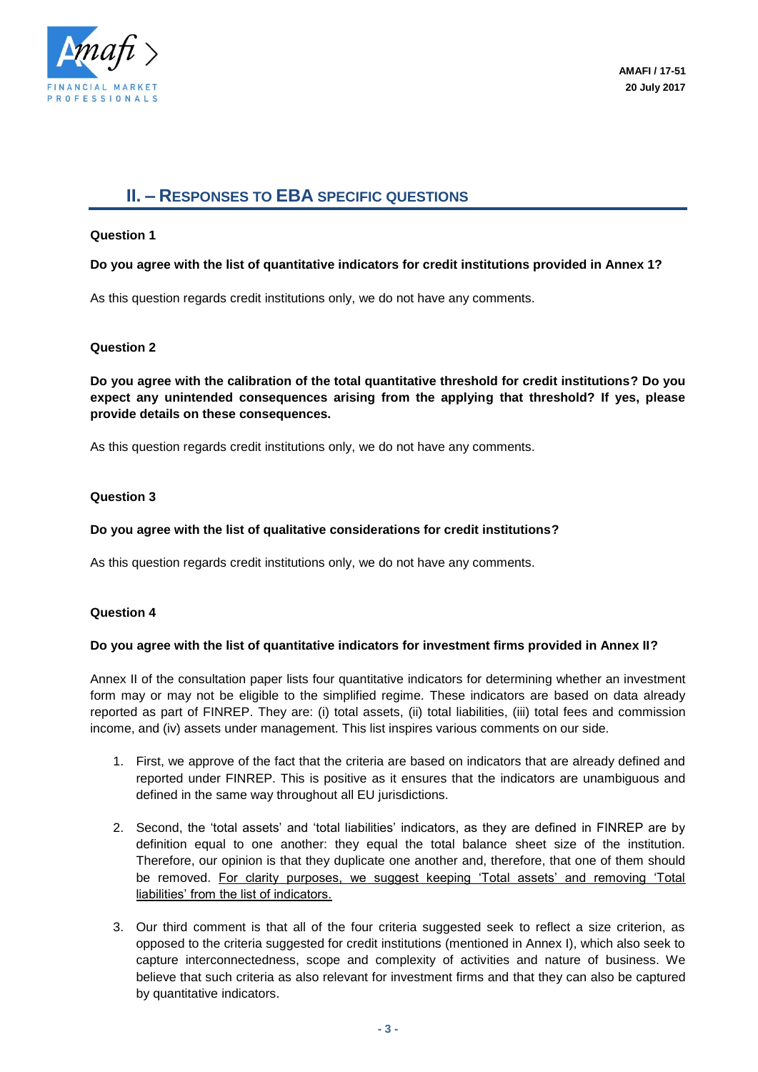## II. – Responses to EBA specific questions

**Question 1**

**Do you agree with the list of quantitative indicators for credit institutions provided in Annex 1?**

As this question regards credit institutions only, we do not have any comments.

**Question 2**

**Do you agree with the calibration of the total quantitative threshold for credit institutions? Do you expect any unintended consequences arising from the applying that threshold? If yes, please provide details on these consequences.**

As this question regards credit institutions only, we do not have any comments.

**Question 3**

**Do you agree with the list of qualitative considerations for credit institutions?**

As this question regards credit institutions only, we do not have any comments.

**Question 4**

**Do you agree with the list of quantitative indicators for investment firms provided in Annex II?**

Annex II of the consultation paper lists four quantitative indicators for determining whether an investment form may or may not be eligible to the simplified regime. These indicators are based on data already reported as part of FINREP. They are: (i) total assets, (ii) total liabilities, (iii) total fees and commission income, and (iv) assets under management. This list inspires various comments on our side.

1. First, we approve of the fact that the criteria are based on indicators that are already defined and reported under FINREP. This is positive as it ensures that the indicators are unambiguous and defined in the same way throughout all EU jurisdictions.

2. Second, the 'total assets' and 'total liabilities' indicators, as they are defined in FINREP are by definition equal to one another: they equal the total balance sheet size of the institution. Therefore, our opinion is that they duplicate one another and, therefore, that one of them should be removed. For clarity purposes, we suggest keeping 'Total assets' and removing 'Total liabilities' from the list of indicators.

3. Our third comment is that all of the four criteria suggested seek to reflect a size criterion, as opposed to the criteria suggested for credit institutions (mentioned in Annex I), which also seek to capture interconnectedness, scope and complexity of activities and nature of business. We believe that such criteria as also relevant for investment firms and that they can also be captured by quantitative indicators.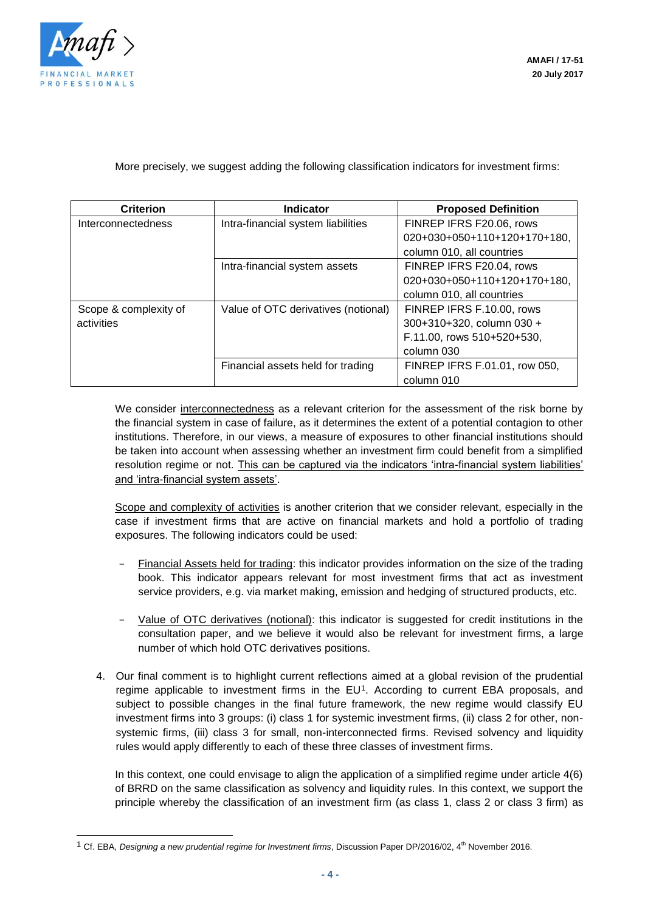More precisely, we suggest adding the following classification indicators for investment firms:

| Criterion | Indicator | Proposed Definition |
|---|---|---|
| Interconnectedness | Intra-financial system liabilities | FINREP IFRS F20.06, rows 020+030+050+110+120+170+180, column 010, all countries |
| | Intra-financial system assets | FINREP IFRS F20.04, rows 020+030+050+110+120+170+180, column 010, all countries |
| Scope & complexity of activities | Value of OTC derivatives (notional) | FINREP IFRS F.10.00, rows 300+310+320, column 030 + F.11.00, rows 510+520+530, column 030 |
| | Financial assets held for trading | FINREP IFRS F.01.01, row 050, column 010 |

We consider interconnectedness as a relevant criterion for the assessment of the risk borne by the financial system in case of failure, as it determines the extent of a potential contagion to other institutions. Therefore, in our views, a measure of exposures to other financial institutions should be taken into account when assessing whether an investment firm could benefit from a simplified resolution regime or not. This can be captured via the indicators 'intra-financial system liabilities' and 'intra-financial system assets'.

Scope and complexity of activities is another criterion that we consider relevant, especially in the case if investment firms that are active on financial markets and hold a portfolio of trading exposures. The following indicators could be used:

- Financial Assets held for trading: this indicator provides information on the size of the trading book. This indicator appears relevant for most investment firms that act as investment service providers, e.g. via market making, emission and hedging of structured products, etc.

- Value of OTC derivatives (notional): this indicator is suggested for credit institutions in the consultation paper, and we believe it would also be relevant for investment firms, a large number of which hold OTC derivatives positions.

4. Our final comment is to highlight current reflections aimed at a global revision of the prudential regime applicable to investment firms in the EU[1]. According to current EBA proposals, and subject to possible changes in the final future framework, the new regime would classify EU investment firms into 3 groups: (i) class 1 for systemic investment firms, (ii) class 2 for other, non-systemic firms, (iii) class 3 for small, non-interconnected firms. Revised solvency and liquidity rules would apply differently to each of these three classes of investment firms.

   In this context, one could envisage to align the application of a simplified regime under article 4(6) of BRRD on the same classification as solvency and liquidity rules. In this context, we support the principle whereby the classification of an investment firm (as class 1, class 2 or class 3 firm) as

[1] Cf. EBA, *Designing a new prudential regime for Investment firms*, Discussion Paper DP/2016/02, 4th November 2016.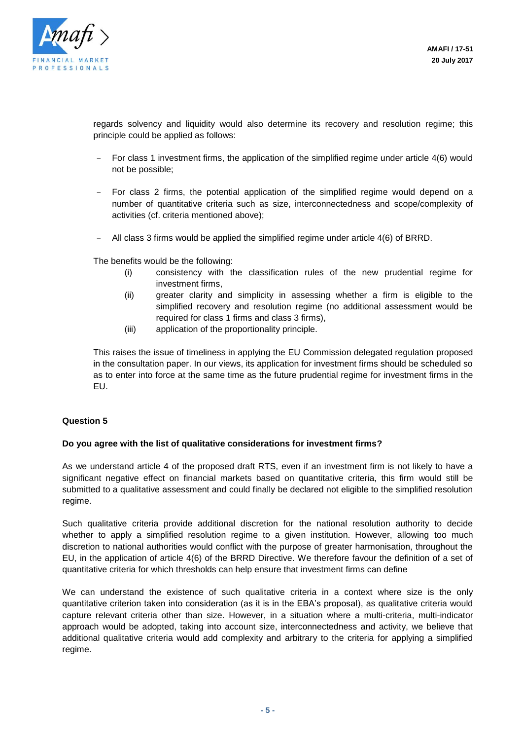regards solvency and liquidity would also determine its recovery and resolution regime; this principle could be applied as follows:

- For class 1 investment firms, the application of the simplified regime under article 4(6) would not be possible;
- For class 2 firms, the potential application of the simplified regime would depend on a number of quantitative criteria such as size, interconnectedness and scope/complexity of activities (cf. criteria mentioned above);
- All class 3 firms would be applied the simplified regime under article 4(6) of BRRD.

The benefits would be the following:

(i) consistency with the classification rules of the new prudential regime for investment firms,

(ii) greater clarity and simplicity in assessing whether a firm is eligible to the simplified recovery and resolution regime (no additional assessment would be required for class 1 firms and class 3 firms),

(iii) application of the proportionality principle.

This raises the issue of timeliness in applying the EU Commission delegated regulation proposed in the consultation paper. In our views, its application for investment firms should be scheduled so as to enter into force at the same time as the future prudential regime for investment firms in the EU.

**Question 5**

**Do you agree with the list of qualitative considerations for investment firms?**

As we understand article 4 of the proposed draft RTS, even if an investment firm is not likely to have a significant negative effect on financial markets based on quantitative criteria, this firm would still be submitted to a qualitative assessment and could finally be declared not eligible to the simplified resolution regime.

Such qualitative criteria provide additional discretion for the national resolution authority to decide whether to apply a simplified resolution regime to a given institution. However, allowing too much discretion to national authorities would conflict with the purpose of greater harmonisation, throughout the EU, in the application of article 4(6) of the BRRD Directive. We therefore favour the definition of a set of quantitative criteria for which thresholds can help ensure that investment firms can define

We can understand the existence of such qualitative criteria in a context where size is the only quantitative criterion taken into consideration (as it is in the EBA's proposal), as qualitative criteria would capture relevant criteria other than size. However, in a situation where a multi-criteria, multi-indicator approach would be adopted, taking into account size, interconnectedness and activity, we believe that additional qualitative criteria would add complexity and arbitrary to the criteria for applying a simplified regime.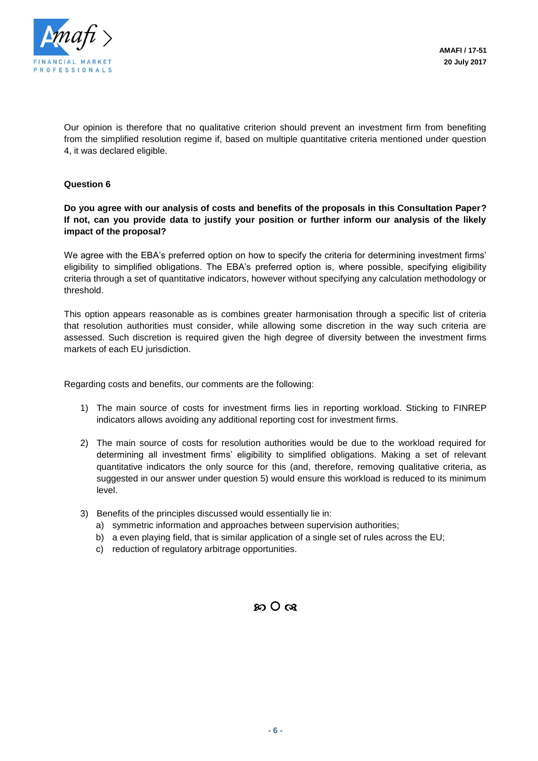Our opinion is therefore that no qualitative criterion should prevent an investment firm from benefiting from the simplified resolution regime if, based on multiple quantitative criteria mentioned under question 4, it was declared eligible.

**Question 6**

**Do you agree with our analysis of costs and benefits of the proposals in this Consultation Paper? If not, can you provide data to justify your position or further inform our analysis of the likely impact of the proposal?**

We agree with the EBA's preferred option on how to specify the criteria for determining investment firms' eligibility to simplified obligations. The EBA's preferred option is, where possible, specifying eligibility criteria through a set of quantitative indicators, however without specifying any calculation methodology or threshold.

This option appears reasonable as is combines greater harmonisation through a specific list of criteria that resolution authorities must consider, while allowing some discretion in the way such criteria are assessed. Such discretion is required given the high degree of diversity between the investment firms markets of each EU jurisdiction.

Regarding costs and benefits, our comments are the following:

1) The main source of costs for investment firms lies in reporting workload. Sticking to FINREP indicators allows avoiding any additional reporting cost for investment firms.

2) The main source of costs for resolution authorities would be due to the workload required for determining all investment firms' eligibility to simplified obligations. Making a set of relevant quantitative indicators the only source for this (and, therefore, removing qualitative criteria, as suggested in our answer under question 5) would ensure this workload is reduced to its minimum level.

3) Benefits of the principles discussed would essentially lie in:
   a) symmetric information and approaches between supervision authorities;
   b) a even playing field, that is similar application of a single set of rules across the EU;
   c) reduction of regulatory arbitrage opportunities.

ꟾ O ꟾ